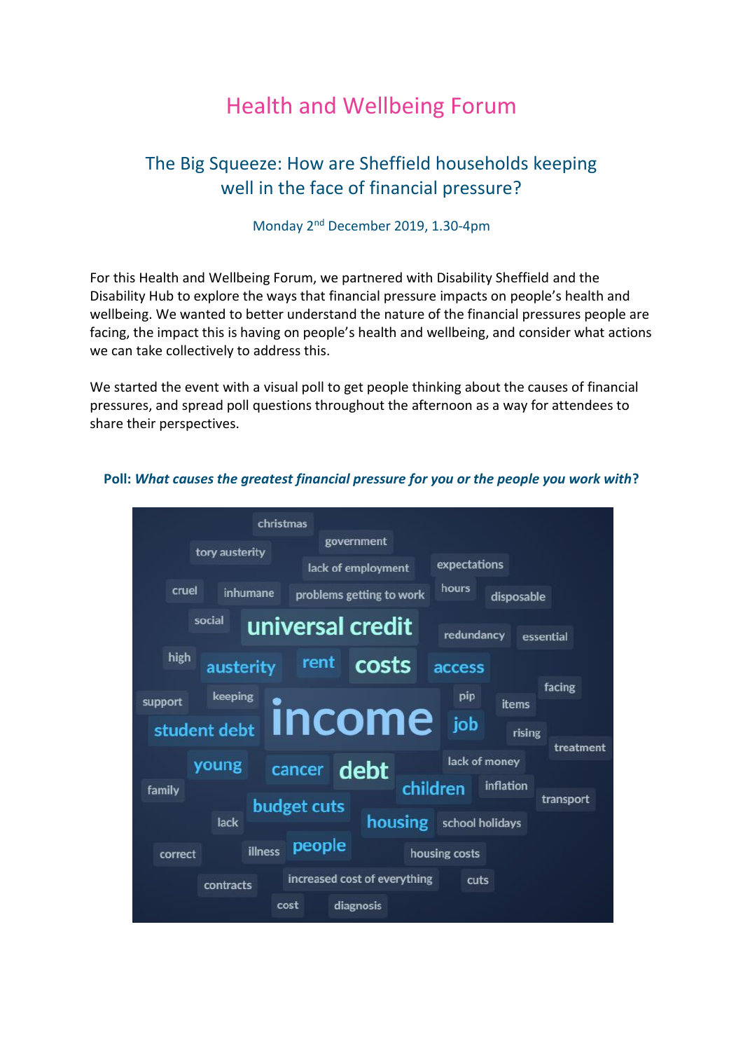# Health and Wellbeing Forum

## The Big Squeeze: How are Sheffield households keeping well in the face of financial pressure?

Monday 2nd December 2019, 1.30-4pm

For this Health and Wellbeing Forum, we partnered with Disability Sheffield and the Disability Hub to explore the ways that financial pressure impacts on people's health and wellbeing. We wanted to better understand the nature of the financial pressures people are facing, the impact this is having on people's health and wellbeing, and consider what actions we can take collectively to address this.

We started the event with a visual poll to get people thinking about the causes of financial pressures, and spread poll questions throughout the afternoon as a way for attendees to share their perspectives.

**Poll: *What causes the greatest financial pressure for you or the people you work with*?**

christmas, government, tory austerity, lack of employment, expectations, cruel, inhumane, problems getting to work, hours, disposable, social, universal credit, redundancy, essential, high, austerity, rent, costs, access, facing, support, keeping, income, pip, items, student debt, job, rising, treatment, young, cancer, debt, lack of money, family, children, inflation, transport, budget cuts, lack, housing, school holidays, correct, illness, people, housing costs, contracts, increased cost of everything, cuts, cost, diagnosis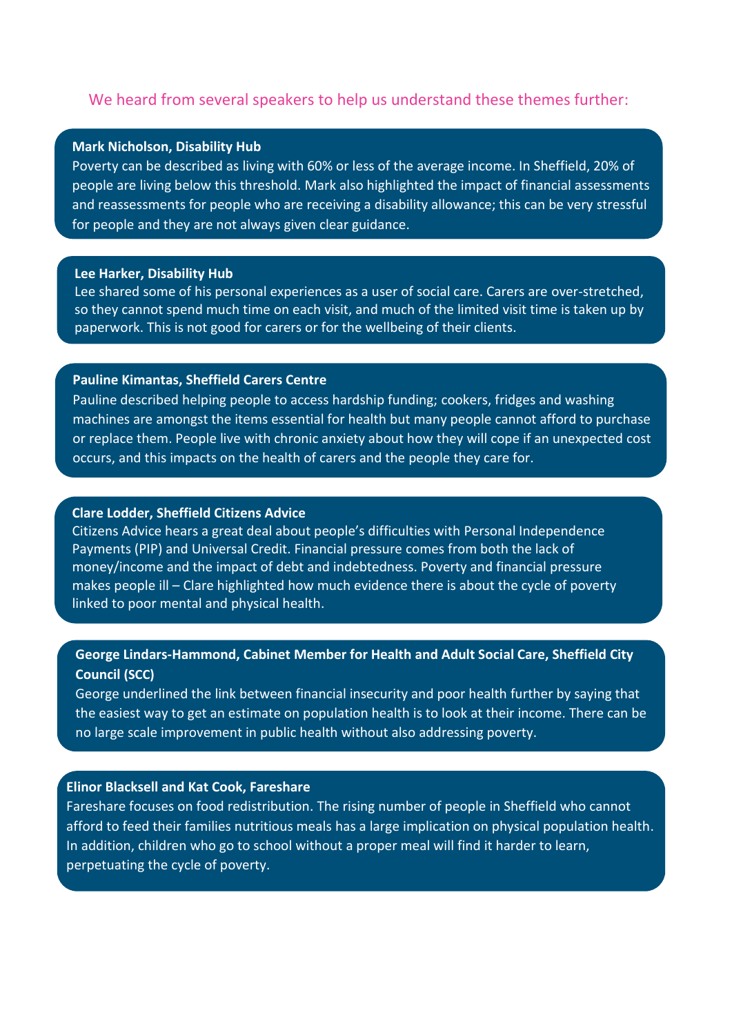We heard from several speakers to help us understand these themes further:

**Mark Nicholson, Disability Hub**

Poverty can be described as living with 60% or less of the average income. In Sheffield, 20% of people are living below this threshold. Mark also highlighted the impact of financial assessments and reassessments for people who are receiving a disability allowance; this can be very stressful for people and they are not always given clear guidance.

**Lee Harker, Disability Hub**

Lee shared some of his personal experiences as a user of social care. Carers are over-stretched, so they cannot spend much time on each visit, and much of the limited visit time is taken up by paperwork. This is not good for carers or for the wellbeing of their clients.

**Pauline Kimantas, Sheffield Carers Centre**

Pauline described helping people to access hardship funding; cookers, fridges and washing machines are amongst the items essential for health but many people cannot afford to purchase or replace them. People live with chronic anxiety about how they will cope if an unexpected cost occurs, and this impacts on the health of carers and the people they care for.

**Clare Lodder, Sheffield Citizens Advice**

Citizens Advice hears a great deal about people's difficulties with Personal Independence Payments (PIP) and Universal Credit. Financial pressure comes from both the lack of money/income and the impact of debt and indebtedness. Poverty and financial pressure makes people ill – Clare highlighted how much evidence there is about the cycle of poverty linked to poor mental and physical health.

**George Lindars-Hammond, Cabinet Member for Health and Adult Social Care, Sheffield City Council (SCC)**

George underlined the link between financial insecurity and poor health further by saying that the easiest way to get an estimate on population health is to look at their income. There can be no large scale improvement in public health without also addressing poverty.

**Elinor Blacksell and Kat Cook, Fareshare**

Fareshare focuses on food redistribution. The rising number of people in Sheffield who cannot afford to feed their families nutritious meals has a large implication on physical population health. In addition, children who go to school without a proper meal will find it harder to learn, perpetuating the cycle of poverty.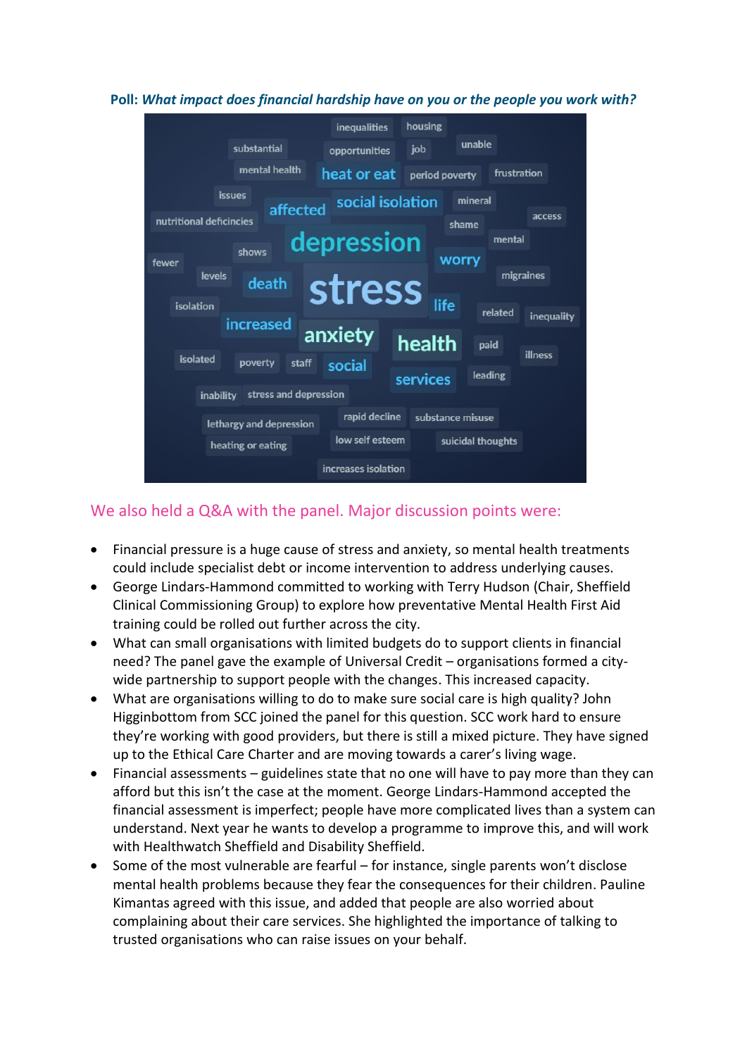**Poll:** ***What impact does financial hardship have on you or the people you work with?***

## We also held a Q&A with the panel. Major discussion points were:

- Financial pressure is a huge cause of stress and anxiety, so mental health treatments could include specialist debt or income intervention to address underlying causes.
- George Lindars-Hammond committed to working with Terry Hudson (Chair, Sheffield Clinical Commissioning Group) to explore how preventative Mental Health First Aid training could be rolled out further across the city.
- What can small organisations with limited budgets do to support clients in financial need? The panel gave the example of Universal Credit – organisations formed a city-wide partnership to support people with the changes. This increased capacity.
- What are organisations willing to do to make sure social care is high quality? John Higginbottom from SCC joined the panel for this question. SCC work hard to ensure they're working with good providers, but there is still a mixed picture. They have signed up to the Ethical Care Charter and are moving towards a carer's living wage.
- Financial assessments – guidelines state that no one will have to pay more than they can afford but this isn't the case at the moment. George Lindars-Hammond accepted the financial assessment is imperfect; people have more complicated lives than a system can understand. Next year he wants to develop a programme to improve this, and will work with Healthwatch Sheffield and Disability Sheffield.
- Some of the most vulnerable are fearful – for instance, single parents won't disclose mental health problems because they fear the consequences for their children. Pauline Kimantas agreed with this issue, and added that people are also worried about complaining about their care services. She highlighted the importance of talking to trusted organisations who can raise issues on your behalf.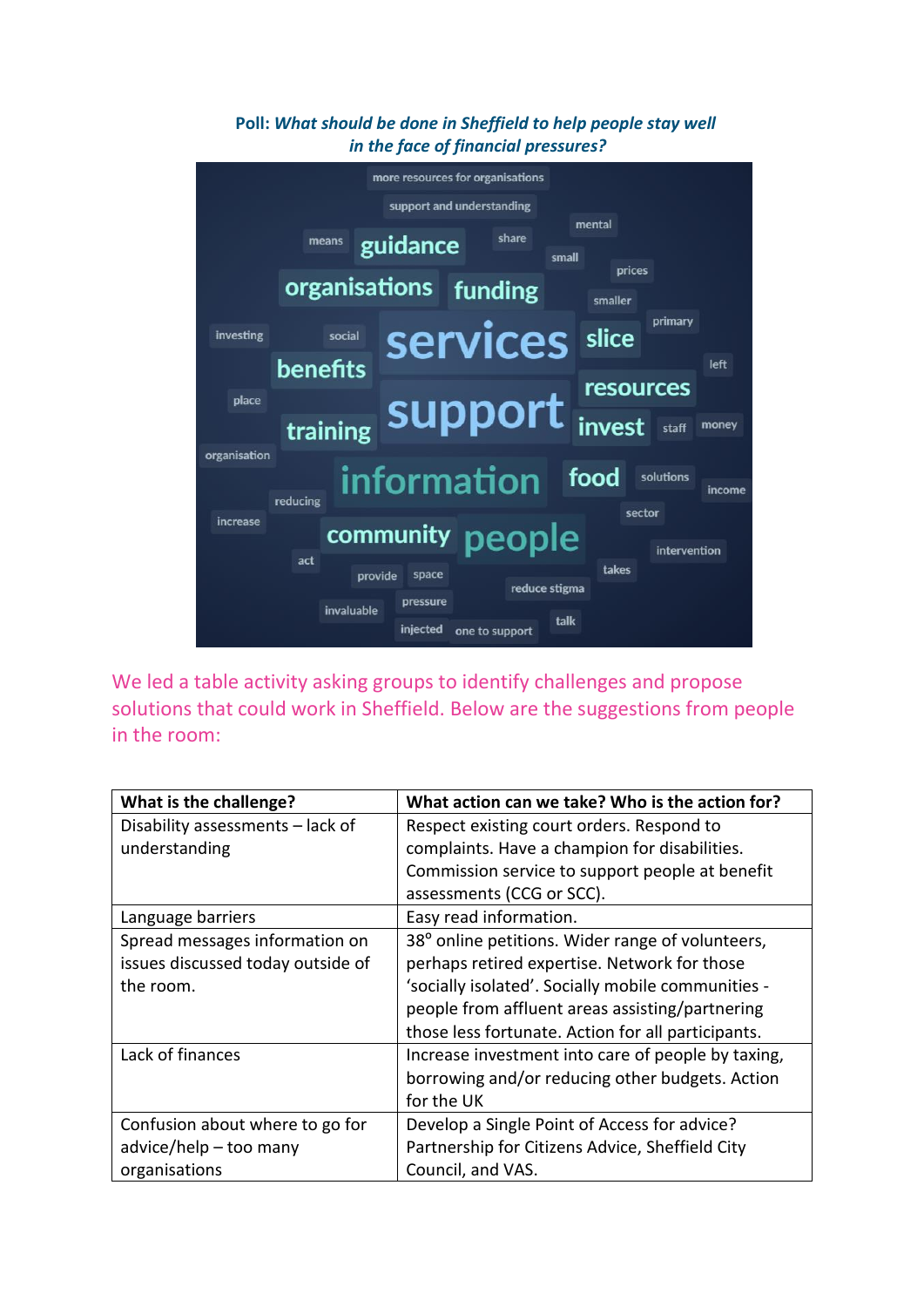**Poll:** ***What should be done in Sheffield to help people stay well in the face of financial pressures?***

more resources for organisations
support and understanding
means guidance share mental
small prices
organisations funding smaller
primary
investing social services slice
benefits left
place resources
support
training invest staff money
organisation
information food solutions income
reducing sector
increase community people
intervention
act provide space takes
reduce stigma
pressure
invaluable talk
injected one to support

We led a table activity asking groups to identify challenges and propose solutions that could work in Sheffield. Below are the suggestions from people in the room:

| What is the challenge? | What action can we take? Who is the action for? |
|---|---|
| Disability assessments – lack of understanding | Respect existing court orders. Respond to complaints. Have a champion for disabilities. Commission service to support people at benefit assessments (CCG or SCC). |
| Language barriers | Easy read information. |
| Spread messages information on issues discussed today outside of the room. | 38° online petitions. Wider range of volunteers, perhaps retired expertise. Network for those 'socially isolated'. Socially mobile communities - people from affluent areas assisting/partnering those less fortunate. Action for all participants. |
| Lack of finances | Increase investment into care of people by taxing, borrowing and/or reducing other budgets. Action for the UK |
| Confusion about where to go for advice/help – too many organisations | Develop a Single Point of Access for advice? Partnership for Citizens Advice, Sheffield City Council, and VAS. |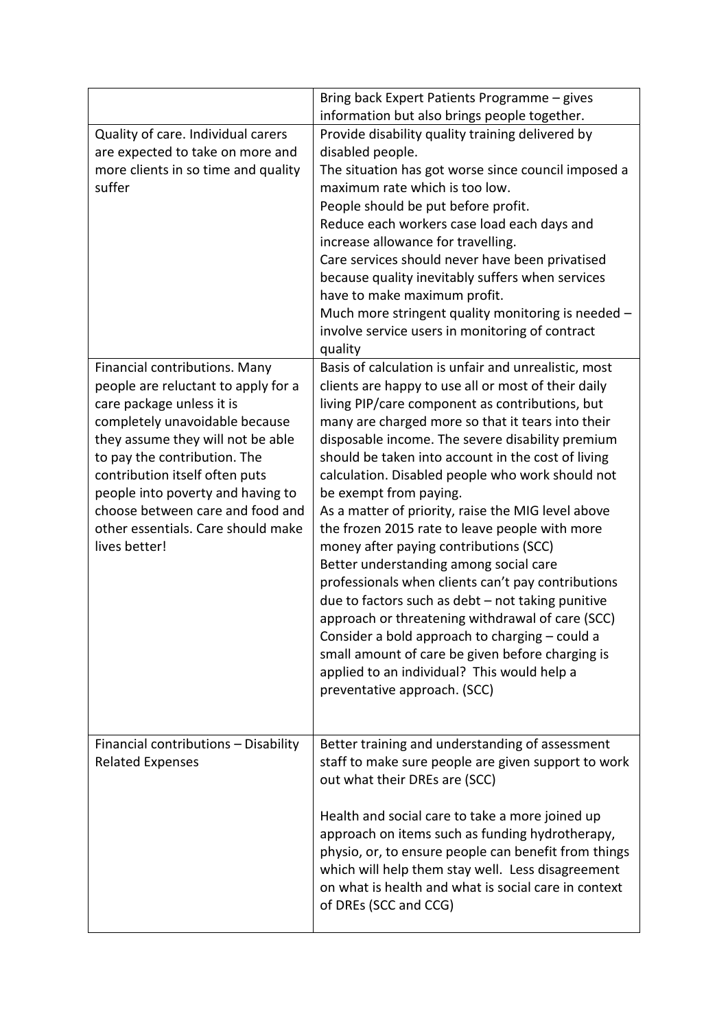| | |
|---|---|
| | Bring back Expert Patients Programme – gives information but also brings people together. |
| Quality of care. Individual carers are expected to take on more and more clients in so time and quality suffer | Provide disability quality training delivered by disabled people.<br>The situation has got worse since council imposed a maximum rate which is too low.<br>People should be put before profit.<br>Reduce each workers case load each days and increase allowance for travelling.<br>Care services should never have been privatised because quality inevitably suffers when services have to make maximum profit.<br>Much more stringent quality monitoring is needed – involve service users in monitoring of contract quality |
| Financial contributions. Many people are reluctant to apply for a care package unless it is completely unavoidable because they assume they will not be able to pay the contribution. The contribution itself often puts people into poverty and having to choose between care and food and other essentials. Care should make lives better! | Basis of calculation is unfair and unrealistic, most clients are happy to use all or most of their daily living PIP/care component as contributions, but many are charged more so that it tears into their disposable income. The severe disability premium should be taken into account in the cost of living calculation. Disabled people who work should not be exempt from paying.<br>As a matter of priority, raise the MIG level above the frozen 2015 rate to leave people with more money after paying contributions (SCC)<br>Better understanding among social care professionals when clients can't pay contributions due to factors such as debt – not taking punitive approach or threatening withdrawal of care (SCC)<br>Consider a bold approach to charging – could a small amount of care be given before charging is applied to an individual? This would help a preventative approach. (SCC) |
| Financial contributions – Disability Related Expenses | Better training and understanding of assessment staff to make sure people are given support to work out what their DREs are (SCC)<br><br>Health and social care to take a more joined up approach on items such as funding hydrotherapy, physio, or, to ensure people can benefit from things which will help them stay well. Less disagreement on what is health and what is social care in context of DREs (SCC and CCG) |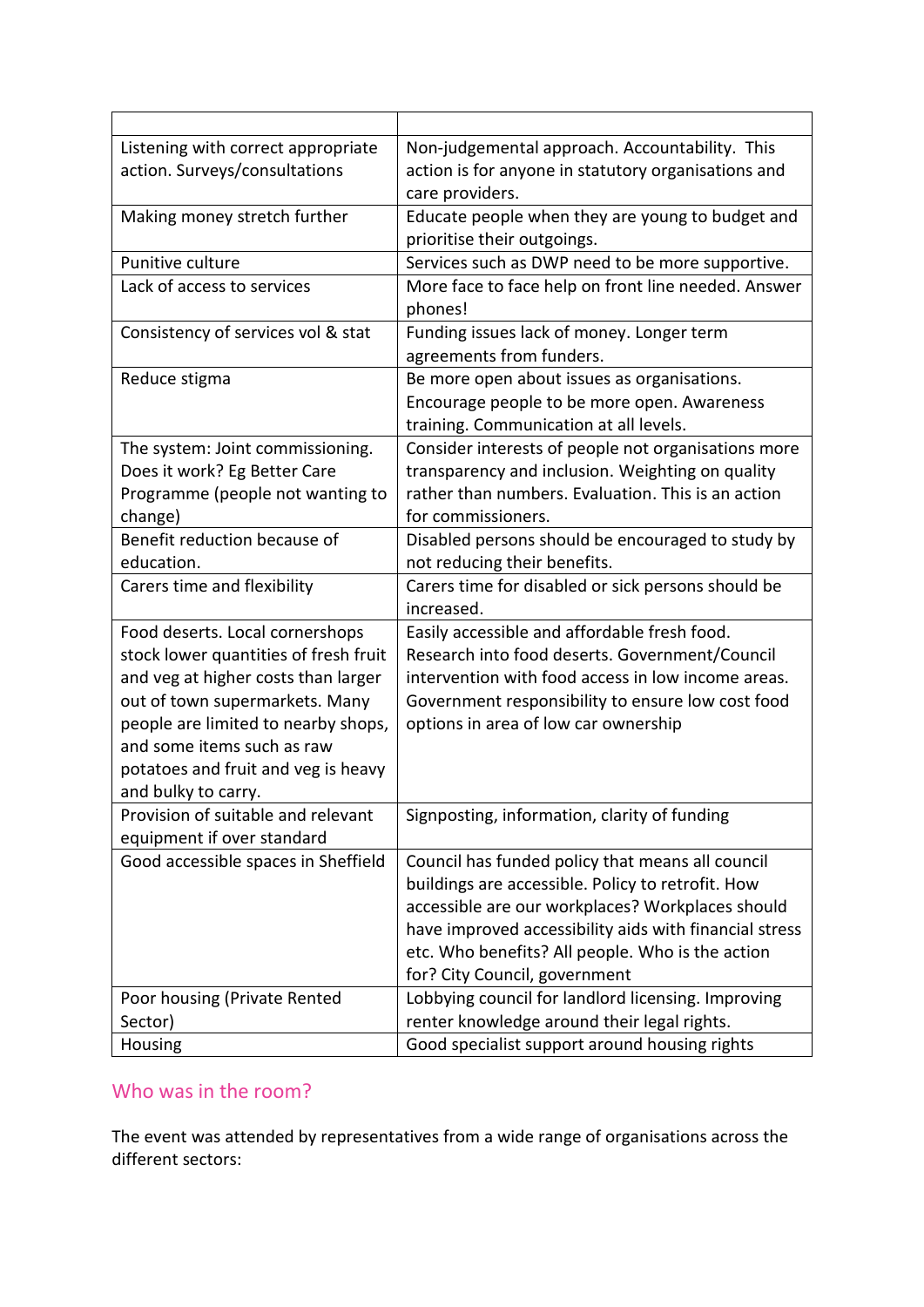| | |
|---|---|
| Listening with correct appropriate action. Surveys/consultations | Non-judgemental approach. Accountability. This action is for anyone in statutory organisations and care providers. |
| Making money stretch further | Educate people when they are young to budget and prioritise their outgoings. |
| Punitive culture | Services such as DWP need to be more supportive. |
| Lack of access to services | More face to face help on front line needed. Answer phones! |
| Consistency of services vol & stat | Funding issues lack of money. Longer term agreements from funders. |
| Reduce stigma | Be more open about issues as organisations. Encourage people to be more open. Awareness training. Communication at all levels. |
| The system: Joint commissioning. Does it work? Eg Better Care Programme (people not wanting to change) | Consider interests of people not organisations more transparency and inclusion. Weighting on quality rather than numbers. Evaluation. This is an action for commissioners. |
| Benefit reduction because of education. | Disabled persons should be encouraged to study by not reducing their benefits. |
| Carers time and flexibility | Carers time for disabled or sick persons should be increased. |
| Food deserts. Local cornershops stock lower quantities of fresh fruit and veg at higher costs than larger out of town supermarkets. Many people are limited to nearby shops, and some items such as raw potatoes and fruit and veg is heavy and bulky to carry. | Easily accessible and affordable fresh food. Research into food deserts. Government/Council intervention with food access in low income areas. Government responsibility to ensure low cost food options in area of low car ownership |
| Provision of suitable and relevant equipment if over standard | Signposting, information, clarity of funding |
| Good accessible spaces in Sheffield | Council has funded policy that means all council buildings are accessible. Policy to retrofit. How accessible are our workplaces? Workplaces should have improved accessibility aids with financial stress etc. Who benefits? All people. Who is the action for? City Council, government |
| Poor housing (Private Rented Sector) | Lobbying council for landlord licensing. Improving renter knowledge around their legal rights. |
| Housing | Good specialist support around housing rights |

## Who was in the room?

The event was attended by representatives from a wide range of organisations across the different sectors: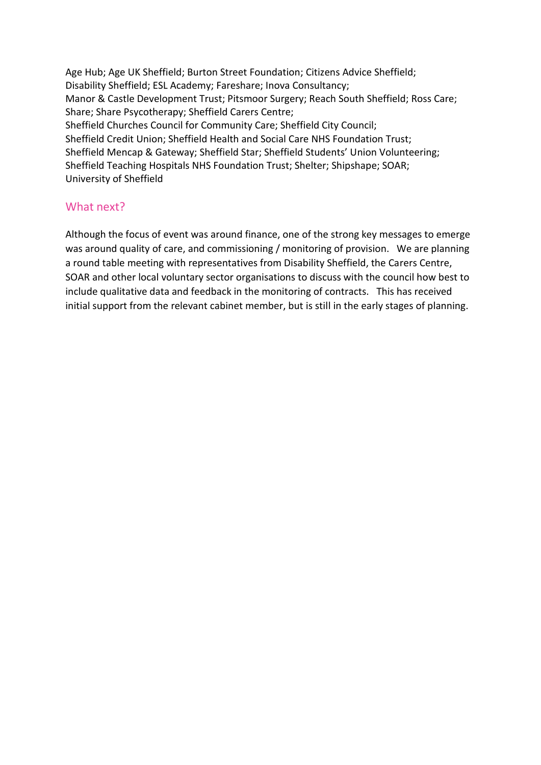Age Hub; Age UK Sheffield; Burton Street Foundation; Citizens Advice Sheffield; Disability Sheffield; ESL Academy; Fareshare; Inova Consultancy; Manor & Castle Development Trust; Pitsmoor Surgery; Reach South Sheffield; Ross Care; Share; Share Psycotherapy; Sheffield Carers Centre; Sheffield Churches Council for Community Care; Sheffield City Council; Sheffield Credit Union; Sheffield Health and Social Care NHS Foundation Trust; Sheffield Mencap & Gateway; Sheffield Star; Sheffield Students' Union Volunteering; Sheffield Teaching Hospitals NHS Foundation Trust; Shelter; Shipshape; SOAR; University of Sheffield

## What next?

Although the focus of event was around finance, one of the strong key messages to emerge was around quality of care, and commissioning / monitoring of provision. We are planning a round table meeting with representatives from Disability Sheffield, the Carers Centre, SOAR and other local voluntary sector organisations to discuss with the council how best to include qualitative data and feedback in the monitoring of contracts. This has received initial support from the relevant cabinet member, but is still in the early stages of planning.